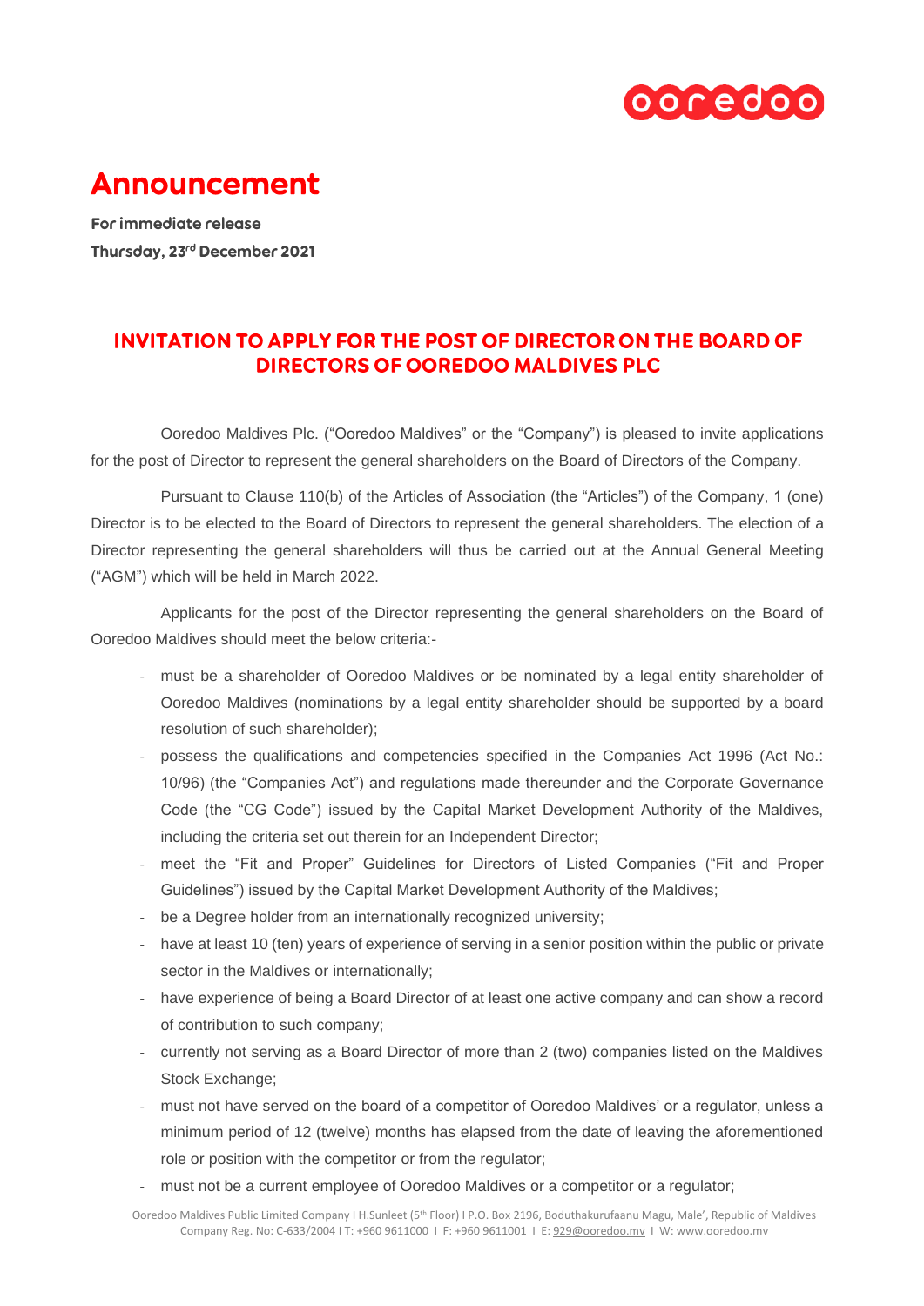# Announcement

**For immediate release**
**Thursday, 23rd December 2021**

## INVITATION TO APPLY FOR THE POST OF DIRECTOR ON THE BOARD OF DIRECTORS OF OOREDOO MALDIVES PLC

Ooredoo Maldives Plc. ("Ooredoo Maldives" or the "Company") is pleased to invite applications for the post of Director to represent the general shareholders on the Board of Directors of the Company.

Pursuant to Clause 110(b) of the Articles of Association (the "Articles") of the Company, 1 (one) Director is to be elected to the Board of Directors to represent the general shareholders. The election of a Director representing the general shareholders will thus be carried out at the Annual General Meeting ("AGM") which will be held in March 2022.

Applicants for the post of the Director representing the general shareholders on the Board of Ooredoo Maldives should meet the below criteria:-

- must be a shareholder of Ooredoo Maldives or be nominated by a legal entity shareholder of Ooredoo Maldives (nominations by a legal entity shareholder should be supported by a board resolution of such shareholder);
- possess the qualifications and competencies specified in the Companies Act 1996 (Act No.: 10/96) (the "Companies Act") and regulations made thereunder and the Corporate Governance Code (the "CG Code") issued by the Capital Market Development Authority of the Maldives, including the criteria set out therein for an Independent Director;
- meet the "Fit and Proper" Guidelines for Directors of Listed Companies ("Fit and Proper Guidelines") issued by the Capital Market Development Authority of the Maldives;
- be a Degree holder from an internationally recognized university;
- have at least 10 (ten) years of experience of serving in a senior position within the public or private sector in the Maldives or internationally;
- have experience of being a Board Director of at least one active company and can show a record of contribution to such company;
- currently not serving as a Board Director of more than 2 (two) companies listed on the Maldives Stock Exchange;
- must not have served on the board of a competitor of Ooredoo Maldives' or a regulator, unless a minimum period of 12 (twelve) months has elapsed from the date of leaving the aforementioned role or position with the competitor or from the regulator;
- must not be a current employee of Ooredoo Maldives or a competitor or a regulator;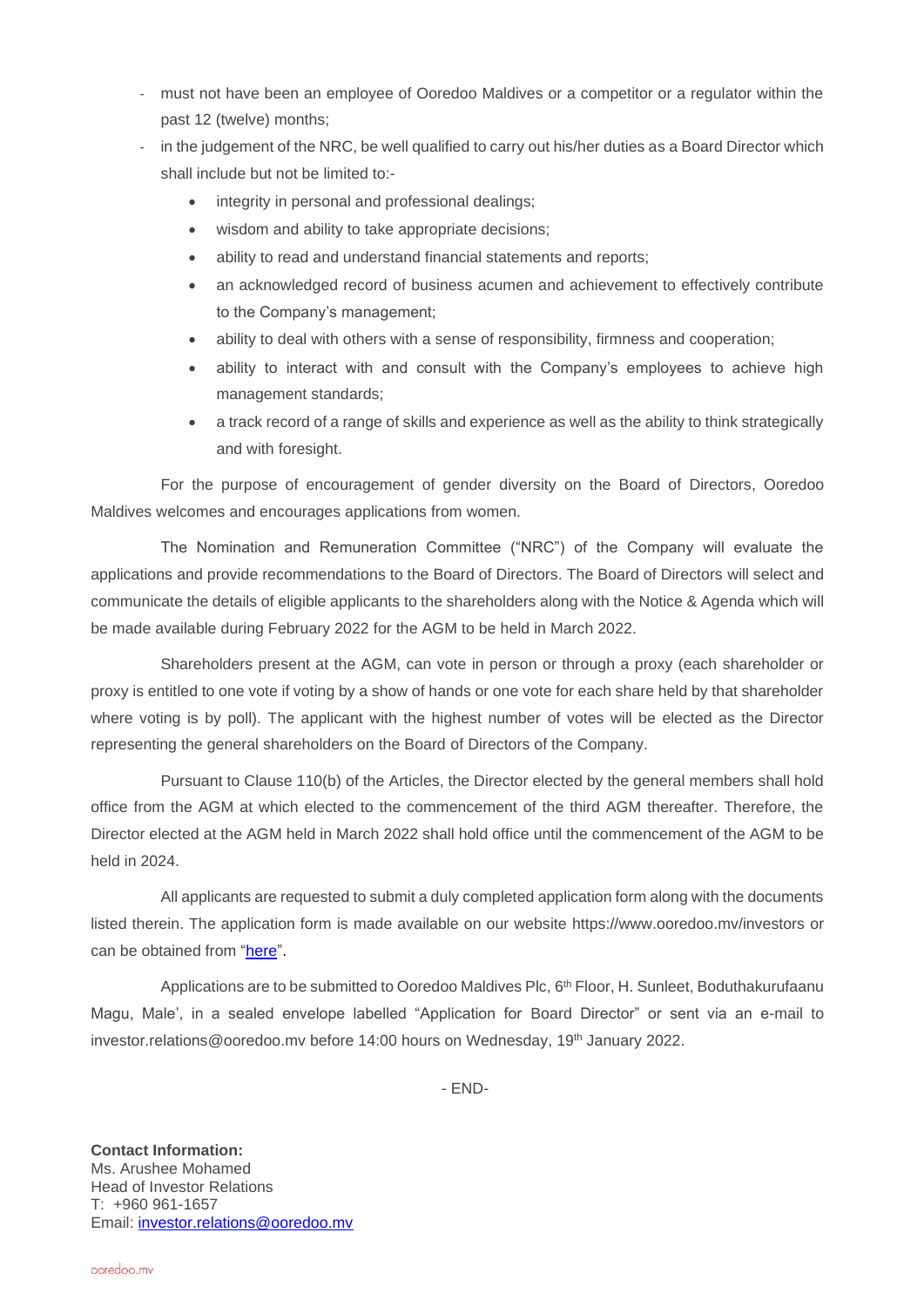- must not have been an employee of Ooredoo Maldives or a competitor or a regulator within the past 12 (twelve) months;
- in the judgement of the NRC, be well qualified to carry out his/her duties as a Board Director which shall include but not be limited to:-
  - integrity in personal and professional dealings;
  - wisdom and ability to take appropriate decisions;
  - ability to read and understand financial statements and reports;
  - an acknowledged record of business acumen and achievement to effectively contribute to the Company's management;
  - ability to deal with others with a sense of responsibility, firmness and cooperation;
  - ability to interact with and consult with the Company's employees to achieve high management standards;
  - a track record of a range of skills and experience as well as the ability to think strategically and with foresight.

For the purpose of encouragement of gender diversity on the Board of Directors, Ooredoo Maldives welcomes and encourages applications from women.

The Nomination and Remuneration Committee ("NRC") of the Company will evaluate the applications and provide recommendations to the Board of Directors. The Board of Directors will select and communicate the details of eligible applicants to the shareholders along with the Notice & Agenda which will be made available during February 2022 for the AGM to be held in March 2022.

Shareholders present at the AGM, can vote in person or through a proxy (each shareholder or proxy is entitled to one vote if voting by a show of hands or one vote for each share held by that shareholder where voting is by poll). The applicant with the highest number of votes will be elected as the Director representing the general shareholders on the Board of Directors of the Company.

Pursuant to Clause 110(b) of the Articles, the Director elected by the general members shall hold office from the AGM at which elected to the commencement of the third AGM thereafter. Therefore, the Director elected at the AGM held in March 2022 shall hold office until the commencement of the AGM to be held in 2024.

All applicants are requested to submit a duly completed application form along with the documents listed therein. The application form is made available on our website https://www.ooredoo.mv/investors or can be obtained from "here".

Applications are to be submitted to Ooredoo Maldives Plc, 6th Floor, H. Sunleet, Boduthakurufaanu Magu, Male', in a sealed envelope labelled "Application for Board Director" or sent via an e-mail to investor.relations@ooredoo.mv before 14:00 hours on Wednesday, 19th January 2022.

- END-

**Contact Information:**
Ms. Arushee Mohamed
Head of Investor Relations
T: +960 961-1657
Email: investor.relations@ooredoo.mv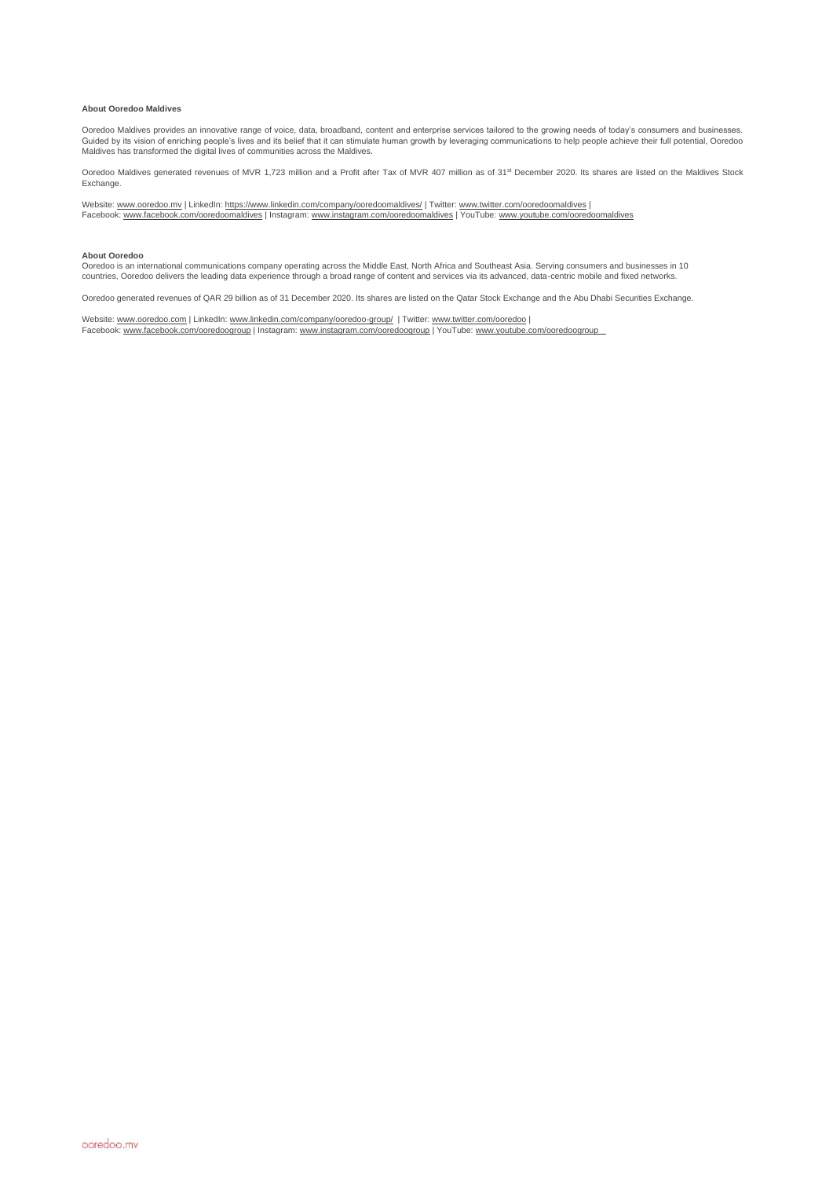**About Ooredoo Maldives**

Ooredoo Maldives provides an innovative range of voice, data, broadband, content and enterprise services tailored to the growing needs of today's consumers and businesses. Guided by its vision of enriching people's lives and its belief that it can stimulate human growth by leveraging communications to help people achieve their full potential, Ooredoo Maldives has transformed the digital lives of communities across the Maldives.

Ooredoo Maldives generated revenues of MVR 1,723 million and a Profit after Tax of MVR 407 million as of 31st December 2020. Its shares are listed on the Maldives Stock Exchange.

Website: www.ooredoo.mv | LinkedIn: https://www.linkedin.com/company/ooredoomaldives/ | Twitter: www.twitter.com/ooredoomaldives | Facebook: www.facebook.com/ooredoomaldives | Instagram: www.instagram.com/ooredoomaldives | YouTube: www.youtube.com/ooredoomaldives

**About Ooredoo**

Ooredoo is an international communications company operating across the Middle East, North Africa and Southeast Asia. Serving consumers and businesses in 10 countries, Ooredoo delivers the leading data experience through a broad range of content and services via its advanced, data-centric mobile and fixed networks.

Ooredoo generated revenues of QAR 29 billion as of 31 December 2020. Its shares are listed on the Qatar Stock Exchange and the Abu Dhabi Securities Exchange.

Website: www.ooredoo.com | LinkedIn: www.linkedin.com/company/ooredoo-group/ | Twitter: www.twitter.com/ooredoo | Facebook: www.facebook.com/ooredoogroup | Instagram: www.instagram.com/ooredoogroup | YouTube: www.youtube.com/ooredoogroup